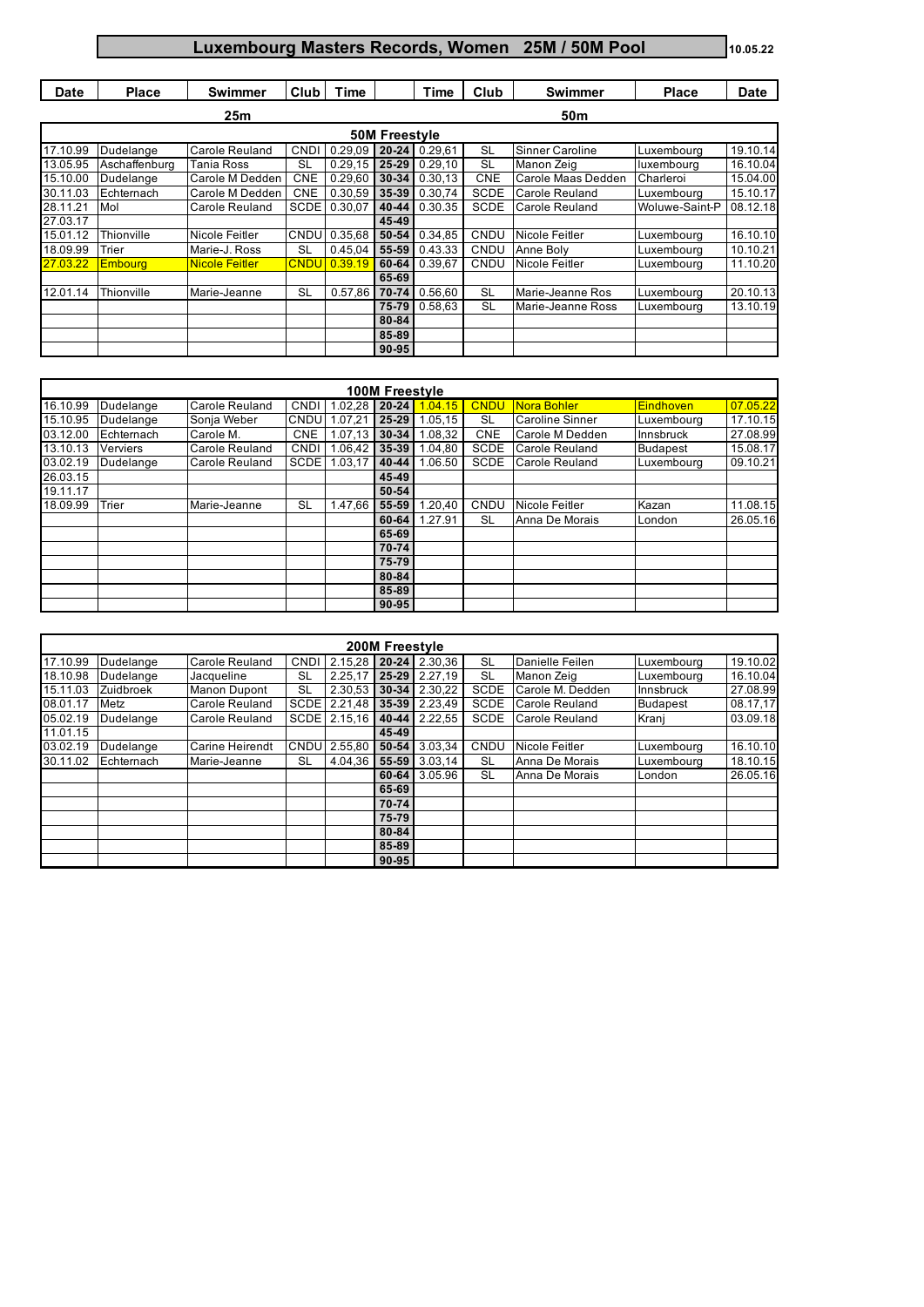# Luxembourg Masters Records, Women 25M / 50M Pool

10.05.22

| Date | Place | Swimmer | Club | Time | | Time | Club | Swimmer | Place | Date |
|---|---|---|---|---|---|---|---|---|---|---|
| | | 25m | | | | | | 50m | | |
| | | | | | **50M Freestyle** | | | | | |
| 17.10.99 | Dudelange | Carole Reuland | CNDI | 0.29,09 | **20-24** | 0.29,61 | SL | Sinner Caroline | Luxembourg | 19.10.14 |
| 13.05.95 | Aschaffenburg | Tania Ross | SL | 0.29,15 | **25-29** | 0.29,10 | SL | Manon Zeig | luxembourg | 16.10.04 |
| 15.10.00 | Dudelange | Carole M Dedden | CNE | 0.29,60 | **30-34** | 0.30,13 | CNE | Carole Maas Dedden | Charleroi | 15.04.00 |
| 30.11.03 | Echternach | Carole M Dedden | CNE | 0.30,59 | **35-39** | 0.30,74 | SCDE | Carole Reuland | Luxembourg | 15.10.17 |
| 28.11.21 | Mol | Carole Reuland | SCDE | 0.30,07 | **40-44** | 0.30.35 | SCDE | Carole Reuland | Woluwe-Saint-P | 08.12.18 |
| 27.03.17 | | | | | **45-49** | | | | | |
| 15.01.12 | Thionville | Nicole Feitler | CNDU | 0.35,68 | **50-54** | 0.34,85 | CNDU | Nicole Feitler | Luxembourg | 16.10.10 |
| 18.09.99 | Trier | Marie-J. Ross | SL | 0.45,04 | **55-59** | 0.43.33 | CNDU | Anne Boly | Luxembourg | 10.10.21 |
| 27.03.22 | Embourg | Nicole Feitler | CNDU | 0.39.19 | **60-64** | 0.39,67 | CNDU | Nicole Feitler | Luxembourg | 11.10.20 |
| | | | | | **65-69** | | | | | |
| 12.01.14 | Thionville | Marie-Jeanne | SL | 0.57,86 | **70-74** | 0.56,60 | SL | Marie-Jeanne Ross | Luxembourg | 20.10.13 |
| | | | | | **75-79** | 0.58,63 | SL | Marie-Jeanne Ross | Luxembourg | 13.10.19 |
| | | | | | **80-84** | | | | | |
| | | | | | **85-89** | | | | | |
| | | | | | **90-95** | | | | | |

| | | | | | **100M Freestyle** | | | | | |
|---|---|---|---|---|---|---|---|---|---|---|
| 16.10.99 | Dudelange | Carole Reuland | CNDI | 1.02,28 | **20-24** | 1.04.15 | CNDU | Nora Bohler | Eindhoven | 07.05.22 |
| 15.10.95 | Dudelange | Sonja Weber | CNDU | 1.07,21 | **25-29** | 1.05,15 | SL | Caroline Sinner | Luxembourg | 17.10.15 |
| 03.12.00 | Echternach | Carole M. | CNE | 1.07,13 | **30-34** | 1.08,32 | CNE | Carole M Dedden | Innsbruck | 27.08.99 |
| 13.10.13 | Verviers | Carole Reuland | CNDI | 1.06,42 | **35-39** | 1.04,80 | SCDE | Carole Reuland | Budapest | 15.08.17 |
| 03.02.19 | Dudelange | Carole Reuland | SCDE | 1.03,17 | **40-44** | 1.06.50 | SCDE | Carole Reuland | Luxembourg | 09.10.21 |
| 26.03.15 | | | | | **45-49** | | | | | |
| 19.11.17 | | | | | **50-54** | | | | | |
| 18.09.99 | Trier | Marie-Jeanne | SL | 1.47,66 | **55-59** | 1.20,40 | CNDU | Nicole Feitler | Kazan | 11.08.15 |
| | | | | | **60-64** | 1.27.91 | SL | Anna De Morais | London | 26.05.16 |
| | | | | | **65-69** | | | | | |
| | | | | | **70-74** | | | | | |
| | | | | | **75-79** | | | | | |
| | | | | | **80-84** | | | | | |
| | | | | | **85-89** | | | | | |
| | | | | | **90-95** | | | | | |

| | | | | | **200M Freestyle** | | | | | |
|---|---|---|---|---|---|---|---|---|---|---|
| 17.10.99 | Dudelange | Carole Reuland | CNDI | 2.15,28 | **20-24** | 2.30,36 | SL | Danielle Feilen | Luxembourg | 19.10.02 |
| 18.10.98 | Dudelange | Jacqueline | SL | 2.25,17 | **25-29** | 2.27,19 | SL | Manon Zeig | Luxembourg | 16.10.04 |
| 15.11.03 | Zuidbroek | Manon Dupont | SL | 2.30,53 | **30-34** | 2.30,22 | SCDE | Carole M. Dedden | Innsbruck | 27.08.99 |
| 08.01.17 | Metz | Carole Reuland | SCDE | 2.21,48 | **35-39** | 2.23,49 | SCDE | Carole Reuland | Budapest | 08.17,17 |
| 05.02.19 | Dudelange | Carole Reuland | SCDE | 2.15,16 | **40-44** | 2.22,55 | SCDE | Carole Reuland | Kranj | 03.09.18 |
| 11.01.15 | | | | | **45-49** | | | | | |
| 03.02.19 | Dudelange | Carine Heirendt | CNDU | 2.55,80 | **50-54** | 3.03,34 | CNDU | Nicole Feitler | Luxembourg | 16.10.10 |
| 30.11.02 | Echternach | Marie-Jeanne | SL | 4.04,36 | **55-59** | 3.03,14 | SL | Anna De Morais | Luxembourg | 18.10.15 |
| | | | | | **60-64** | 3.05.96 | SL | Anna De Morais | London | 26.05.16 |
| | | | | | **65-69** | | | | | |
| | | | | | **70-74** | | | | | |
| | | | | | **75-79** | | | | | |
| | | | | | **80-84** | | | | | |
| | | | | | **85-89** | | | | | |
| | | | | | **90-95** | | | | | |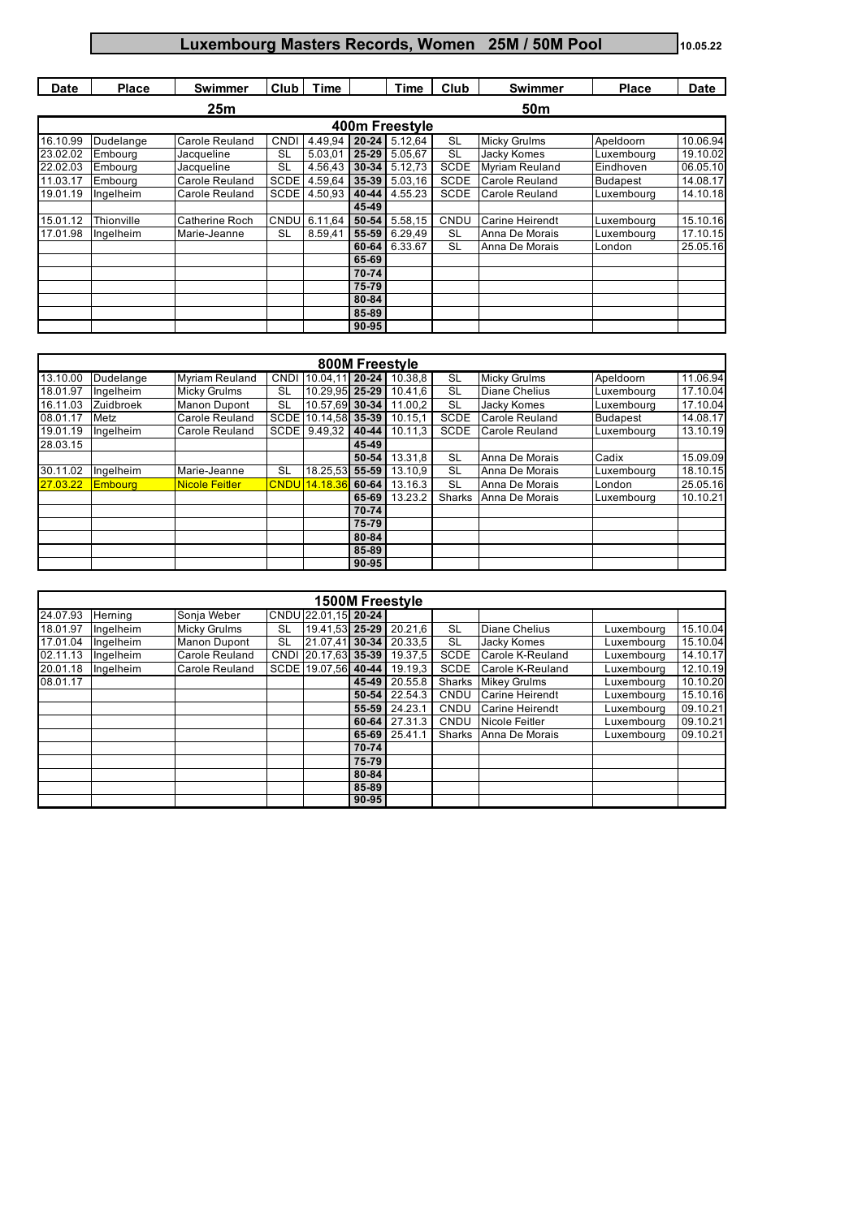# Luxembourg Masters Records, Women 25M / 50M Pool

10.05.22

| Date | Place | Swimmer | Club | Time | | Time | Club | Swimmer | Place | Date |
|---|---|---|---|---|---|---|---|---|---|---|
| | | 25m | | | | | | 50m | | |
| | | | | | **400m Freestyle** | | | | | |
| 16.10.99 | Dudelange | Carole Reuland | CNDI | 4.49,94 | 20-24 | 5.12,64 | SL | Micky Grulms | Apeldoorn | 10.06.94 |
| 23.02.02 | Embourg | Jacqueline | SL | 5.03,01 | 25-29 | 5.05,67 | SL | Jacky Komes | Luxembourg | 19.10.02 |
| 22.02.03 | Embourg | Jacqueline | SL | 4.56,43 | 30-34 | 5.12,73 | SCDE | Myriam Reuland | Eindhoven | 06.05.10 |
| 11.03.17 | Embourg | Carole Reuland | SCDE | 4.59,64 | 35-39 | 5.03,16 | SCDE | Carole Reuland | Budapest | 14.08.17 |
| 19.01.19 | Ingelheim | Carole Reuland | SCDE | 4.50,93 | 40-44 | 4.55.23 | SCDE | Carole Reuland | Luxembourg | 14.10.18 |
| | | | | | 45-49 | | | | | |
| 15.01.12 | Thionville | Catherine Roch | CNDU | 6.11,64 | 50-54 | 5.58,15 | CNDU | Carine Heirendt | Luxembourg | 15.10.16 |
| 17.01.98 | Ingelheim | Marie-Jeanne | SL | 8.59,41 | 55-59 | 6.29,49 | SL | Anna De Morais | Luxembourg | 17.10.15 |
| | | | | | 60-64 | 6.33.67 | SL | Anna De Morais | London | 25.05.16 |
| | | | | | 65-69 | | | | | |
| | | | | | 70-74 | | | | | |
| | | | | | 75-79 | | | | | |
| | | | | | 80-84 | | | | | |
| | | | | | 85-89 | | | | | |
| | | | | | 90-95 | | | | | |

| | | | | | **800M Freestyle** | | | | | |
|---|---|---|---|---|---|---|---|---|---|---|
| 13.10.00 | Dudelange | Myriam Reuland | CNDI | 10.04,11 | 20-24 | 10.38,8 | SL | Micky Grulms | Apeldoorn | 11.06.94 |
| 18.01.97 | Ingelheim | Micky Grulms | SL | 10.29,95 | 25-29 | 10.41,6 | SL | Diane Chelius | Luxembourg | 17.10.04 |
| 16.11.03 | Zuidbroek | Manon Dupont | SL | 10.57,69 | 30-34 | 11.00,2 | SL | Jacky Komes | Luxembourg | 17.10.04 |
| 08.01.17 | Metz | Carole Reuland | SCDE | 10.14,58 | 35-39 | 10.15,1 | SCDE | Carole Reuland | Budapest | 14.08.17 |
| 19.01.19 | Ingelheim | Carole Reuland | SCDE | 9.49,32 | 40-44 | 10.11,3 | SCDE | Carole Reuland | Luxembourg | 13.10.19 |
| 28.03.15 | | | | | 45-49 | | | | | |
| | | | | | 50-54 | 13.31,8 | SL | Anna De Morais | Cadix | 15.09.09 |
| 30.11.02 | Ingelheim | Marie-Jeanne | SL | 18.25,53 | 55-59 | 13.10,9 | SL | Anna De Morais | Luxembourg | 18.10.15 |
| 27.03.22 | Embourg | Nicole Feitler | CNDU | 14.18.36 | 60-64 | 13.16.3 | SL | Anna De Morais | London | 25.05.16 |
| | | | | | 65-69 | 13.23.2 | Sharks | Anna De Morais | Luxembourg | 10.10.21 |
| | | | | | 70-74 | | | | | |
| | | | | | 75-79 | | | | | |
| | | | | | 80-84 | | | | | |
| | | | | | 85-89 | | | | | |
| | | | | | 90-95 | | | | | |

| | | | | | **1500M Freestyle** | | | | | |
|---|---|---|---|---|---|---|---|---|---|---|
| 24.07.93 | Herning | Sonja Weber | CNDU | 22.01,15 | 20-24 | | | | | |
| 18.01.97 | Ingelheim | Micky Grulms | SL | 19.41,53 | 25-29 | 20.21,6 | SL | Diane Chelius | Luxembourg | 15.10.04 |
| 17.01.04 | Ingelheim | Manon Dupont | SL | 21.07,41 | 30-34 | 20.33,5 | SL | Jacky Komes | Luxembourg | 15.10.04 |
| 02.11.13 | Ingelheim | Carole Reuland | CNDI | 20.17,63 | 35-39 | 19.37,5 | SCDE | Carole K-Reuland | Luxembourg | 14.10.17 |
| 20.01.18 | Ingelheim | Carole Reuland | SCDE | 19.07,56 | 40-44 | 19.19,3 | SCDE | Carole K-Reuland | Luxembourg | 12.10.19 |
| 08.01.17 | | | | | 45-49 | 20.55.8 | Sharks | Mikey Grulms | Luxembourg | 10.10.20 |
| | | | | | 50-54 | 22.54.3 | CNDU | Carine Heirendt | Luxembourg | 15.10.16 |
| | | | | | 55-59 | 24.23.1 | CNDU | Carine Heirendt | Luxembourg | 09.10.21 |
| | | | | | 60-64 | 27.31.3 | CNDU | Nicole Feitler | Luxembourg | 09.10.21 |
| | | | | | 65-69 | 25.41.1 | Sharks | Anna De Morais | Luxembourg | 09.10.21 |
| | | | | | 70-74 | | | | | |
| | | | | | 75-79 | | | | | |
| | | | | | 80-84 | | | | | |
| | | | | | 85-89 | | | | | |
| | | | | | 90-95 | | | | | |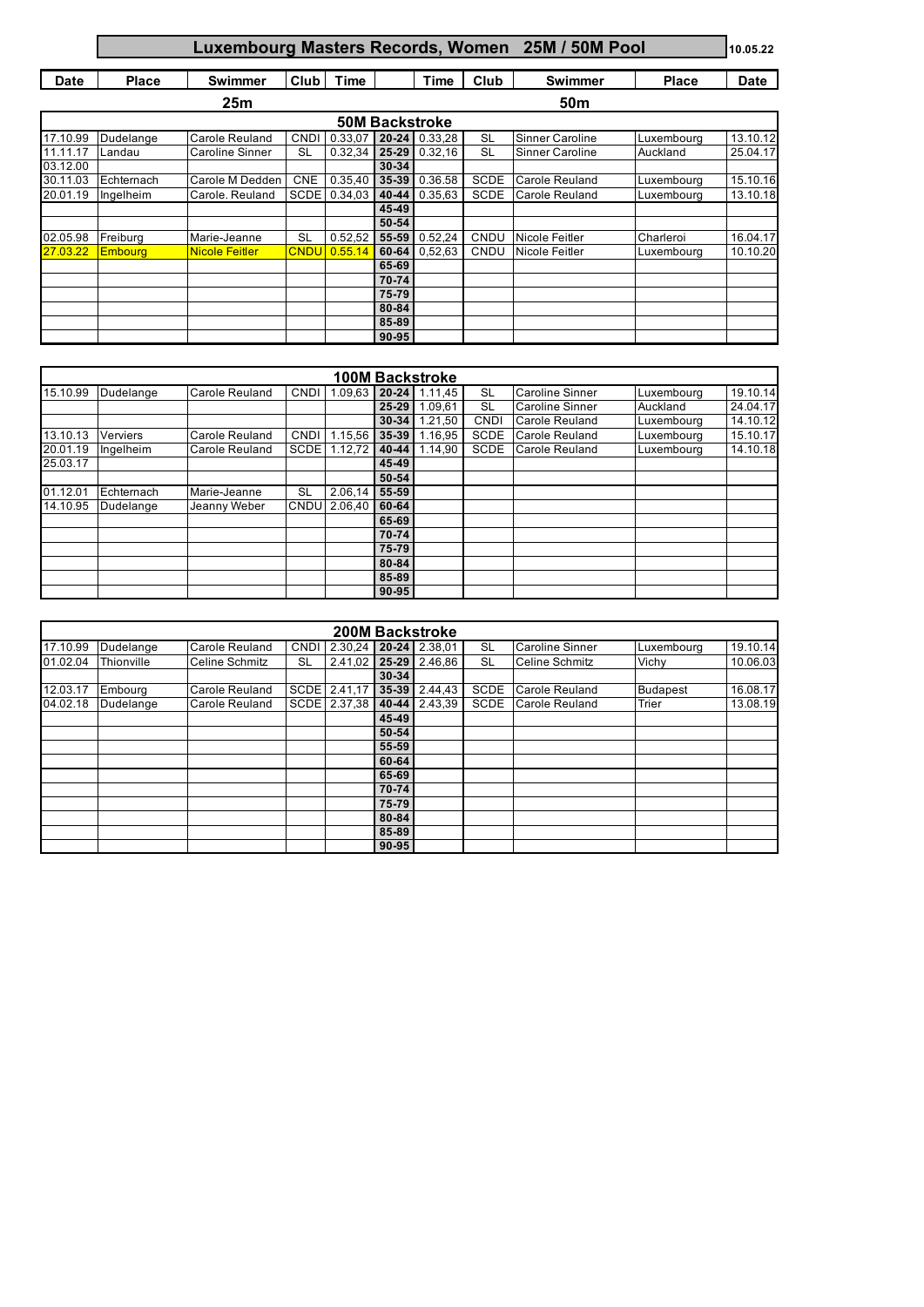# Luxembourg Masters Records, Women 25M / 50M Pool

10.05.22

| Date | Place | Swimmer | Club | Time | | Time | Club | Swimmer | Place | Date |
|---|---|---|---|---|---|---|---|---|---|---|
| | | 25m | | | | | | 50m | | |
| | | | | | **50M Backstroke** | | | | | |
| 17.10.99 | Dudelange | Carole Reuland | CNDI | 0.33,07 | **20-24** | 0.33,28 | SL | Sinner Caroline | Luxembourg | 13.10.12 |
| 11.11.17 | Landau | Caroline Sinner | SL | 0.32,34 | **25-29** | 0.32,16 | SL | Sinner Caroline | Auckland | 25.04.17 |
| 03.12.00 | | | | | **30-34** | | | | | |
| 30.11.03 | Echternach | Carole M Dedden | CNE | 0.35,40 | **35-39** | 0.36.58 | SCDE | Carole Reuland | Luxembourg | 15.10.16 |
| 20.01.19 | Ingelheim | Carole. Reuland | SCDE | 0.34,03 | **40-44** | 0.35,63 | SCDE | Carole Reuland | Luxembourg | 13.10.18 |
| | | | | | **45-49** | | | | | |
| | | | | | **50-54** | | | | | |
| 02.05.98 | Freiburg | Marie-Jeanne | SL | 0.52,52 | **55-59** | 0.52,24 | CNDU | Nicole Feitler | Charleroi | 16.04.17 |
| 27.03.22 | Embourg | Nicole Feitler | CNDU | 0.55.14 | **60-64** | 0,52,63 | CNDU | Nicole Feitler | Luxembourg | 10.10.20 |
| | | | | | **65-69** | | | | | |
| | | | | | **70-74** | | | | | |
| | | | | | **75-79** | | | | | |
| | | | | | **80-84** | | | | | |
| | | | | | **85-89** | | | | | |
| | | | | | **90-95** | | | | | |

| Date | Place | Swimmer | Club | Time | | Time | Club | Swimmer | Place | Date |
|---|---|---|---|---|---|---|---|---|---|---|
| | | | | | **100M Backstroke** | | | | | |
| 15.10.99 | Dudelange | Carole Reuland | CNDI | 1.09,63 | **20-24** | 1.11,45 | SL | Caroline Sinner | Luxembourg | 19.10.14 |
| | | | | | **25-29** | 1.09,61 | SL | Caroline Sinner | Auckland | 24.04.17 |
| | | | | | **30-34** | 1.21,50 | CNDI | Carole Reuland | Luxembourg | 14.10.12 |
| 13.10.13 | Verviers | Carole Reuland | CNDI | 1.15,56 | **35-39** | 1.16,95 | SCDE | Carole Reuland | Luxembourg | 15.10.17 |
| 20.01.19 | Ingelheim | Carole Reuland | SCDE | 1.12,72 | **40-44** | 1.14,90 | SCDE | Carole Reuland | Luxembourg | 14.10.18 |
| 25.03.17 | | | | | **45-49** | | | | | |
| | | | | | **50-54** | | | | | |
| 01.12.01 | Echternach | Marie-Jeanne | SL | 2.06,14 | **55-59** | | | | | |
| 14.10.95 | Dudelange | Jeanny Weber | CNDU | 2.06,40 | **60-64** | | | | | |
| | | | | | **65-69** | | | | | |
| | | | | | **70-74** | | | | | |
| | | | | | **75-79** | | | | | |
| | | | | | **80-84** | | | | | |
| | | | | | **85-89** | | | | | |
| | | | | | **90-95** | | | | | |

| Date | Place | Swimmer | Club | Time | | Time | Club | Swimmer | Place | Date |
|---|---|---|---|---|---|---|---|---|---|---|
| | | | | | **200M Backstroke** | | | | | |
| 17.10.99 | Dudelange | Carole Reuland | CNDI | 2.30,24 | **20-24** | 2.38,01 | SL | Caroline Sinner | Luxembourg | 19.10.14 |
| 01.02.04 | Thionville | Celine Schmitz | SL | 2.41,02 | **25-29** | 2.46,86 | SL | Celine Schmitz | Vichy | 10.06.03 |
| | | | | | **30-34** | | | | | |
| 12.03.17 | Embourg | Carole Reuland | SCDE | 2.41,17 | **35-39** | 2.44,43 | SCDE | Carole Reuland | Budapest | 16.08.17 |
| 04.02.18 | Dudelange | Carole Reuland | SCDE | 2.37,38 | **40-44** | 2.43,39 | SCDE | Carole Reuland | Trier | 13.08.19 |
| | | | | | **45-49** | | | | | |
| | | | | | **50-54** | | | | | |
| | | | | | **55-59** | | | | | |
| | | | | | **60-64** | | | | | |
| | | | | | **65-69** | | | | | |
| | | | | | **70-74** | | | | | |
| | | | | | **75-79** | | | | | |
| | | | | | **80-84** | | | | | |
| | | | | | **85-89** | | | | | |
| | | | | | **90-95** | | | | | |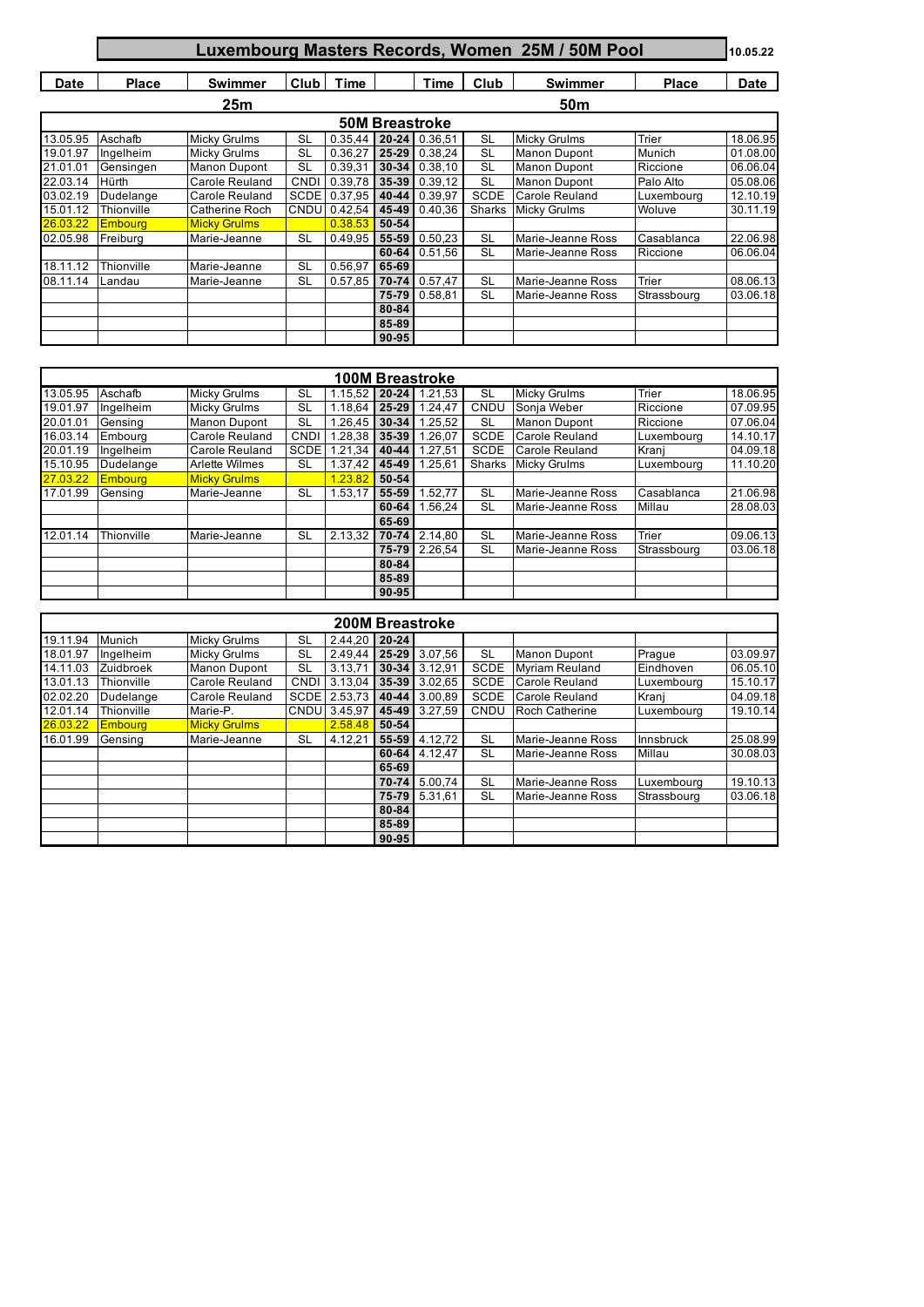# Luxembourg Masters Records, Women 25M / 50M Pool

10.05.22

| Date | Place | Swimmer | Club | Time | | Time | Club | Swimmer | Place | Date |
|---|---|---|---|---|---|---|---|---|---|---|
| | | 25m | | | | | | 50m | | |
| | | | | | **50M Breastroke** | | | | | |
| 13.05.95 | Aschafb | Micky Grulms | SL | 0.35,44 | 20-24 | 0.36,51 | SL | Micky Grulms | Trier | 18.06.95 |
| 19.01.97 | Ingelheim | Micky Grulms | SL | 0.36,27 | 25-29 | 0.38,24 | SL | Manon Dupont | Munich | 01.08.00 |
| 21.01.01 | Gensingen | Manon Dupont | SL | 0.39,31 | 30-34 | 0.38,10 | SL | Manon Dupont | Riccione | 06.06.04 |
| 22.03.14 | Hürth | Carole Reuland | CNDI | 0.39,78 | 35-39 | 0.39,12 | SL | Manon Dupont | Palo Alto | 05.08.06 |
| 03.02.19 | Dudelange | Carole Reuland | SCDE | 0.37,95 | 40-44 | 0.39,97 | SCDE | Carole Reuland | Luxembourg | 12.10.19 |
| 15.01.12 | Thionville | Catherine Roch | CNDU | 0.42,54 | 45-49 | 0.40,36 | Sharks | Micky Grulms | Woluve | 30.11.19 |
| 26.03.22 | Embourg | Micky Grulms | | 0.38.53 | 50-54 | | | | | |
| 02.05.98 | Freiburg | Marie-Jeanne | SL | 0.49,95 | 55-59 | 0.50,23 | SL | Marie-Jeanne Ross | Casablanca | 22.06.98 |
| | | | | | 60-64 | 0.51,56 | SL | Marie-Jeanne Ross | Riccione | 06.06.04 |
| 18.11.12 | Thionville | Marie-Jeanne | SL | 0.56,97 | 65-69 | | | | | |
| 08.11.14 | Landau | Marie-Jeanne | SL | 0.57,85 | 70-74 | 0.57,47 | SL | Marie-Jeanne Ross | Trier | 08.06.13 |
| | | | | | 75-79 | 0.58,81 | SL | Marie-Jeanne Ross | Strassbourg | 03.06.18 |
| | | | | | 80-84 | | | | | |
| | | | | | 85-89 | | | | | |
| | | | | | 90-95 | | | | | |

| | | | | | **100M Breastroke** | | | | | |
|---|---|---|---|---|---|---|---|---|---|---|
| 13.05.95 | Aschafb | Micky Grulms | SL | 1.15,52 | 20-24 | 1.21,53 | SL | Micky Grulms | Trier | 18.06.95 |
| 19.01.97 | Ingelheim | Micky Grulms | SL | 1.18,64 | 25-29 | 1.24,47 | CNDU | Sonja Weber | Riccione | 07.09.95 |
| 20.01.01 | Gensing | Manon Dupont | SL | 1.26,45 | 30-34 | 1.25,52 | SL | Manon Dupont | Riccione | 07.06.04 |
| 16.03.14 | Embourg | Carole Reuland | CNDI | 1.28,38 | 35-39 | 1.26,07 | SCDE | Carole Reuland | Luxembourg | 14.10.17 |
| 20.01.19 | Ingelheim | Carole Reuland | SCDE | 1.21,34 | 40-44 | 1.27,51 | SCDE | Carole Reuland | Kranj | 04.09.18 |
| 15.10.95 | Dudelange | Arlette Wilmes | SL | 1.37,42 | 45-49 | 1.25,61 | Sharks | Micky Grulms | Luxembourg | 11.10.20 |
| 27.03.22 | Embourg | Micky Grulms | | 1.23.82 | 50-54 | | | | | |
| 17.01.99 | Gensing | Marie-Jeanne | SL | 1.53,17 | 55-59 | 1.52,77 | SL | Marie-Jeanne Ross | Casablanca | 21.06.98 |
| | | | | | 60-64 | 1.56,24 | SL | Marie-Jeanne Ross | Millau | 28.08.03 |
| | | | | | 65-69 | | | | | |
| 12.01.14 | Thionville | Marie-Jeanne | SL | 2.13,32 | 70-74 | 2.14,80 | SL | Marie-Jeanne Ross | Trier | 09.06.13 |
| | | | | | 75-79 | 2.26,54 | SL | Marie-Jeanne Ross | Strassbourg | 03.06.18 |
| | | | | | 80-84 | | | | | |
| | | | | | 85-89 | | | | | |
| | | | | | 90-95 | | | | | |

| | | | | | **200M Breastroke** | | | | | |
|---|---|---|---|---|---|---|---|---|---|---|
| 19.11.94 | Munich | Micky Grulms | SL | 2.44,20 | 20-24 | | | | | |
| 18.01.97 | Ingelheim | Micky Grulms | SL | 2.49,44 | 25-29 | 3.07,56 | SL | Manon Dupont | Prague | 03.09.97 |
| 14.11.03 | Zuidbroek | Manon Dupont | SL | 3.13,71 | 30-34 | 3.12,91 | SCDE | Myriam Reuland | Eindhoven | 06.05.10 |
| 13.01.13 | Thionville | Carole Reuland | CNDI | 3.13,04 | 35-39 | 3.02,65 | SCDE | Carole Reuland | Luxembourg | 15.10.17 |
| 02.02.20 | Dudelange | Carole Reuland | SCDE | 2.53,73 | 40-44 | 3.00,89 | SCDE | Carole Reuland | Kranj | 04.09.18 |
| 12.01.14 | Thionville | Marie-P. | CNDU | 3.45,97 | 45-49 | 3.27,59 | CNDU | Roch Catherine | Luxembourg | 19.10.14 |
| 26.03.22 | Embourg | Micky Grulms | | 2.58.48 | 50-54 | | | | | |
| 16.01.99 | Gensing | Marie-Jeanne | SL | 4.12,21 | 55-59 | 4.12,72 | SL | Marie-Jeanne Ross | Innsbruck | 25.08.99 |
| | | | | | 60-64 | 4.12,47 | SL | Marie-Jeanne Ross | Millau | 30.08.03 |
| | | | | | 65-69 | | | | | |
| | | | | | 70-74 | 5.00,74 | SL | Marie-Jeanne Ross | Luxembourg | 19.10.13 |
| | | | | | 75-79 | 5.31,61 | SL | Marie-Jeanne Ross | Strassbourg | 03.06.18 |
| | | | | | 80-84 | | | | | |
| | | | | | 85-89 | | | | | |
| | | | | | 90-95 | | | | | |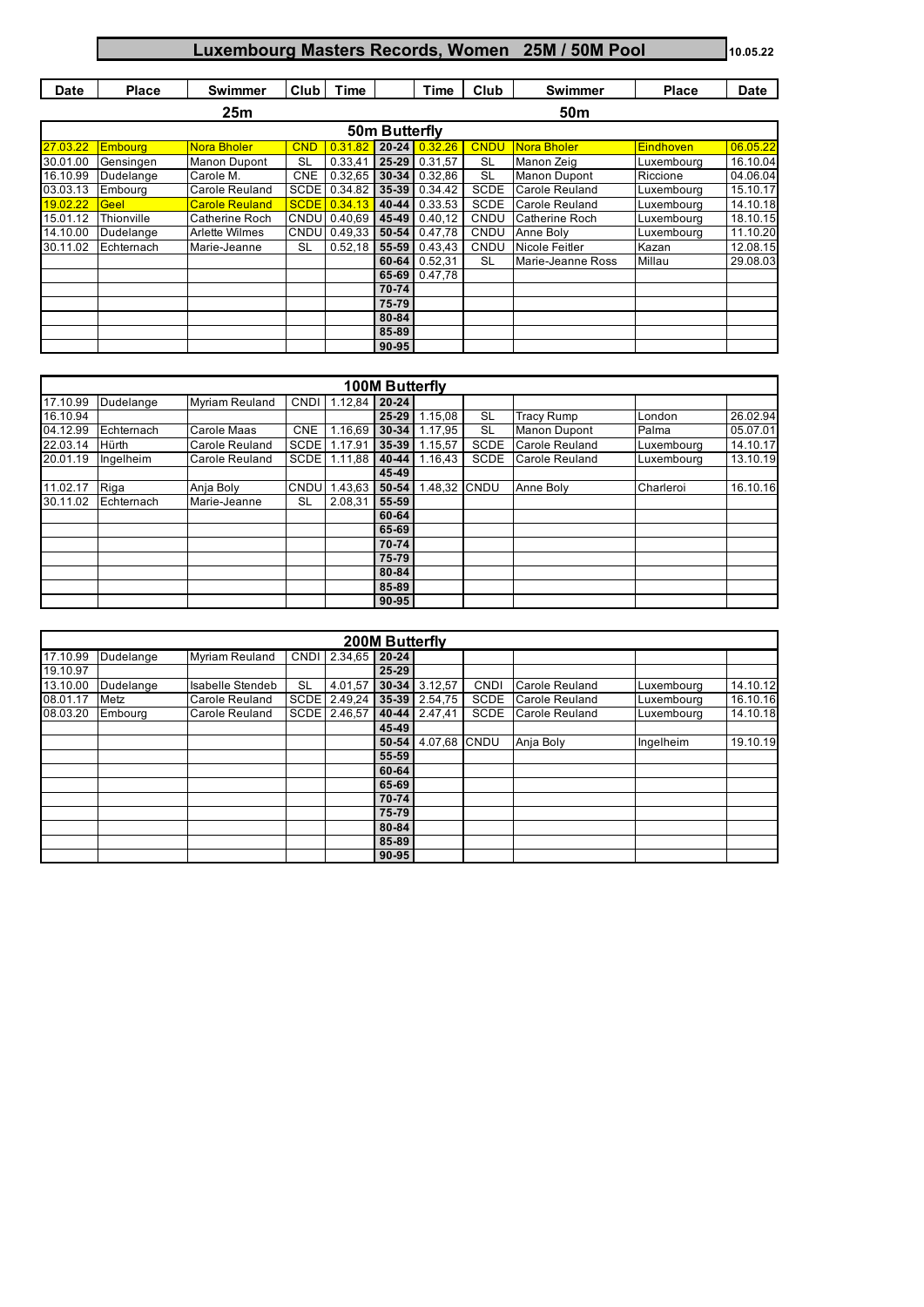# Luxembourg Masters Records, Women 25M / 50M Pool

10.05.22

| Date | Place | Swimmer | Club | Time | | Time | Club | Swimmer | Place | Date |
|---|---|---|---|---|---|---|---|---|---|---|
| | | 25m | | | | | | 50m | | |
| | | | | | **50m Butterfly** | | | | | |
| 27.03.22 | Embourg | Nora Bholer | CND | 0.31.82 | 20-24 | 0.32.26 | CNDU | Nora Bholer | Eindhoven | 06.05.22 |
| 30.01.00 | Gensingen | Manon Dupont | SL | 0.33,41 | 25-29 | 0.31,57 | SL | Manon Zeig | Luxembourg | 16.10.04 |
| 16.10.99 | Dudelange | Carole M. | CNE | 0.32,65 | 30-34 | 0.32,86 | SL | Manon Dupont | Riccione | 04.06.04 |
| 03.03.13 | Embourg | Carole Reuland | SCDE | 0.34.82 | 35-39 | 0.34.42 | SCDE | Carole Reuland | Luxembourg | 15.10.17 |
| 19.02.22 | Geel | Carole Reuland | SCDE | 0.34.13 | 40-44 | 0.33.53 | SCDE | Carole Reuland | Luxembourg | 14.10.18 |
| 15.01.12 | Thionville | Catherine Roch | CNDU | 0.40,69 | 45-49 | 0.40,12 | CNDU | Catherine Roch | Luxembourg | 18.10.15 |
| 14.10.00 | Dudelange | Arlette Wilmes | CNDU | 0.49,33 | 50-54 | 0.47,78 | CNDU | Anne Boly | Luxembourg | 11.10.20 |
| 30.11.02 | Echternach | Marie-Jeanne | SL | 0.52,18 | 55-59 | 0.43,43 | CNDU | Nicole Feitler | Kazan | 12.08.15 |
| | | | | | 60-64 | 0.52,31 | SL | Marie-Jeanne Ross | Millau | 29.08.03 |
| | | | | | 65-69 | 0.47,78 | | | | |
| | | | | | 70-74 | | | | | |
| | | | | | 75-79 | | | | | |
| | | | | | 80-84 | | | | | |
| | | | | | 85-89 | | | | | |
| | | | | | 90-95 | | | | | |

| | | | | | **100M Butterfly** | | | | | |
|---|---|---|---|---|---|---|---|---|---|---|
| 17.10.99 | Dudelange | Myriam Reuland | CNDI | 1.12,84 | 20-24 | | | | | |
| 16.10.94 | | | | | 25-29 | 1.15,08 | SL | Tracy Rump | London | 26.02.94 |
| 04.12.99 | Echternach | Carole Maas | CNE | 1.16,69 | 30-34 | 1.17,95 | SL | Manon Dupont | Palma | 05.07.01 |
| 22.03.14 | Hürth | Carole Reuland | SCDE | 1.17.91 | 35-39 | 1.15,57 | SCDE | Carole Reuland | Luxembourg | 14.10.17 |
| 20.01.19 | Ingelheim | Carole Reuland | SCDE | 1.11,88 | 40-44 | 1.16,43 | SCDE | Carole Reuland | Luxembourg | 13.10.19 |
| | | | | | 45-49 | | | | | |
| 11.02.17 | Riga | Anja Boly | CNDU | 1.43,63 | 50-54 | 1.48,32 | CNDU | Anne Boly | Charleroi | 16.10.16 |
| 30.11.02 | Echternach | Marie-Jeanne | SL | 2.08,31 | 55-59 | | | | | |
| | | | | | 60-64 | | | | | |
| | | | | | 65-69 | | | | | |
| | | | | | 70-74 | | | | | |
| | | | | | 75-79 | | | | | |
| | | | | | 80-84 | | | | | |
| | | | | | 85-89 | | | | | |
| | | | | | 90-95 | | | | | |

| | | | | | **200M Butterfly** | | | | | |
|---|---|---|---|---|---|---|---|---|---|---|
| 17.10.99 | Dudelange | Myriam Reuland | CNDI | 2.34,65 | 20-24 | | | | | |
| 19.10.97 | | | | | 25-29 | | | | | |
| 13.10.00 | Dudelange | Isabelle Stendeb | SL | 4.01,57 | 30-34 | 3.12,57 | CNDI | Carole Reuland | Luxembourg | 14.10.12 |
| 08.01.17 | Metz | Carole Reuland | SCDE | 2.49,24 | 35-39 | 2.54,75 | SCDE | Carole Reuland | Luxembourg | 16.10.16 |
| 08.03.20 | Embourg | Carole Reuland | SCDE | 2.46,57 | 40-44 | 2.47,41 | SCDE | Carole Reuland | Luxembourg | 14.10.18 |
| | | | | | 45-49 | | | | | |
| | | | | | 50-54 | 4.07,68 | CNDU | Anja Boly | Ingelheim | 19.10.19 |
| | | | | | 55-59 | | | | | |
| | | | | | 60-64 | | | | | |
| | | | | | 65-69 | | | | | |
| | | | | | 70-74 | | | | | |
| | | | | | 75-79 | | | | | |
| | | | | | 80-84 | | | | | |
| | | | | | 85-89 | | | | | |
| | | | | | 90-95 | | | | | |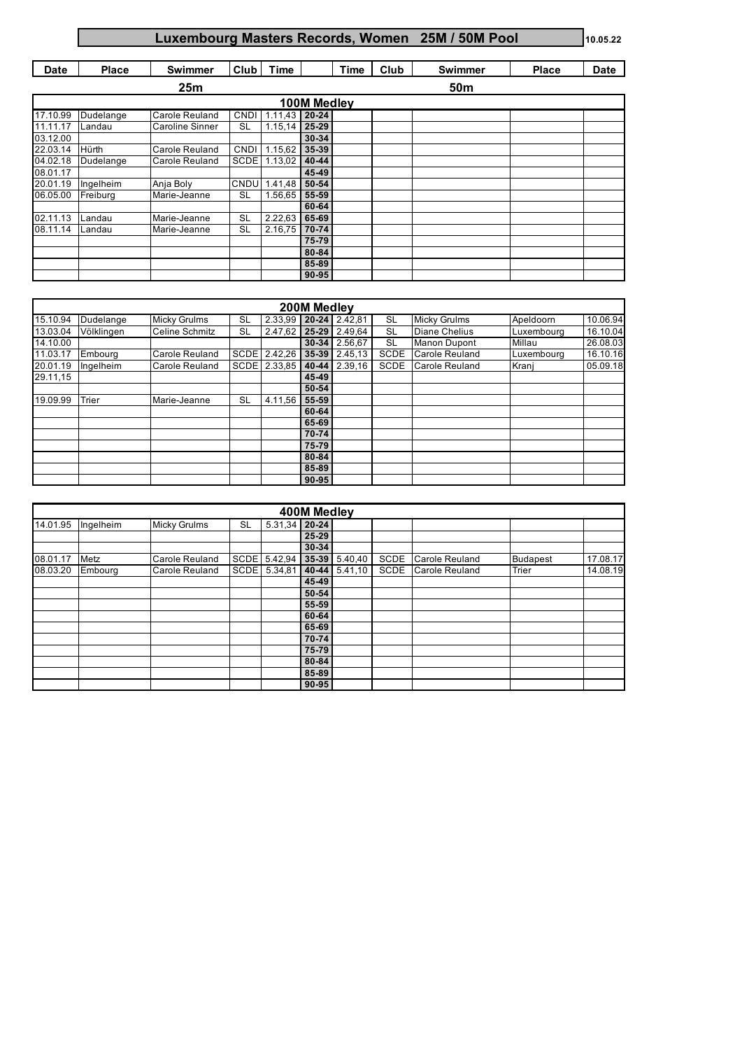# Luxembourg Masters Records, Women 25M / 50M Pool

10.05.22

| Date | Place | Swimmer | Club | Time | | Time | Club | Swimmer | Place | Date |
|---|---|---|---|---|---|---|---|---|---|---|
| | | 25m | | | | | | 50m | | |
| | | | | | **100M Medley** | | | | | |
| 17.10.99 | Dudelange | Carole Reuland | CNDI | 1.11,43 | **20-24** | | | | | |
| 11.11.17 | Landau | Caroline Sinner | SL | 1.15,14 | **25-29** | | | | | |
| 03.12.00 | | | | | **30-34** | | | | | |
| 22.03.14 | Hürth | Carole Reuland | CNDI | 1.15,62 | **35-39** | | | | | |
| 04.02.18 | Dudelange | Carole Reuland | SCDE | 1.13,02 | **40-44** | | | | | |
| 08.01.17 | | | | | **45-49** | | | | | |
| 20.01.19 | Ingelheim | Anja Boly | CNDU | 1.41,48 | **50-54** | | | | | |
| 06.05.00 | Freiburg | Marie-Jeanne | SL | 1.56,65 | **55-59** | | | | | |
| | | | | | **60-64** | | | | | |
| 02.11.13 | Landau | Marie-Jeanne | SL | 2.22,63 | **65-69** | | | | | |
| 08.11.14 | Landau | Marie-Jeanne | SL | 2.16,75 | **70-74** | | | | | |
| | | | | | **75-79** | | | | | |
| | | | | | **80-84** | | | | | |
| | | | | | **85-89** | | | | | |
| | | | | | **90-95** | | | | | |

| | | | | | **200M Medley** | | | | | |
|---|---|---|---|---|---|---|---|---|---|---|
| 15.10.94 | Dudelange | Micky Grulms | SL | 2.33,99 | **20-24** | 2.42,81 | SL | Micky Grulms | Apeldoorn | 10.06.94 |
| 13.03.04 | Völklingen | Celine Schmitz | SL | 2.47,62 | **25-29** | 2.49,64 | SL | Diane Chelius | Luxembourg | 16.10.04 |
| 14.10.00 | | | | | **30-34** | 2.56,67 | SL | Manon Dupont | Millau | 26.08.03 |
| 11.03.17 | Embourg | Carole Reuland | SCDE | 2.42,26 | **35-39** | 2.45,13 | SCDE | Carole Reuland | Luxembourg | 16.10.16 |
| 20.01.19 | Ingelheim | Carole Reuland | SCDE | 2.33,85 | **40-44** | 2.39,16 | SCDE | Carole Reuland | Kranj | 05.09.18 |
| 29.11,15 | | | | | **45-49** | | | | | |
| | | | | | **50-54** | | | | | |
| 19.09.99 | Trier | Marie-Jeanne | SL | 4.11,56 | **55-59** | | | | | |
| | | | | | **60-64** | | | | | |
| | | | | | **65-69** | | | | | |
| | | | | | **70-74** | | | | | |
| | | | | | **75-79** | | | | | |
| | | | | | **80-84** | | | | | |
| | | | | | **85-89** | | | | | |
| | | | | | **90-95** | | | | | |

| | | | | | **400M Medley** | | | | | |
|---|---|---|---|---|---|---|---|---|---|---|
| 14.01.95 | Ingelheim | Micky Grulms | SL | 5.31,34 | **20-24** | | | | | |
| | | | | | **25-29** | | | | | |
| | | | | | **30-34** | | | | | |
| 08.01.17 | Metz | Carole Reuland | SCDE | 5.42,94 | **35-39** | 5.40,40 | SCDE | Carole Reuland | Budapest | 17.08.17 |
| 08.03.20 | Embourg | Carole Reuland | SCDE | 5.34,81 | **40-44** | 5.41,10 | SCDE | Carole Reuland | Trier | 14.08.19 |
| | | | | | **45-49** | | | | | |
| | | | | | **50-54** | | | | | |
| | | | | | **55-59** | | | | | |
| | | | | | **60-64** | | | | | |
| | | | | | **65-69** | | | | | |
| | | | | | **70-74** | | | | | |
| | | | | | **75-79** | | | | | |
| | | | | | **80-84** | | | | | |
| | | | | | **85-89** | | | | | |
| | | | | | **90-95** | | | | | |